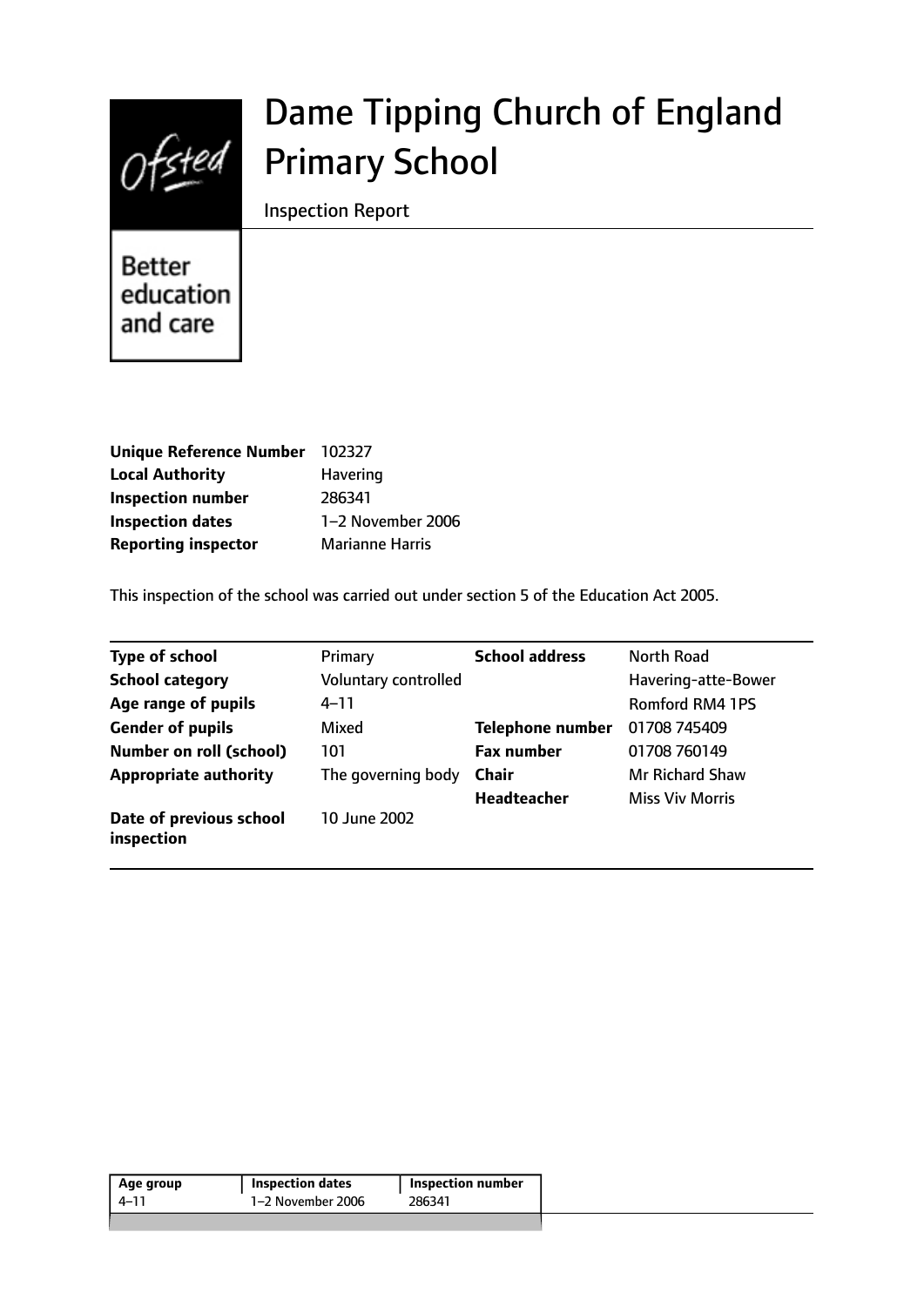# Dame Tipping Church of England Primary School

Inspection Report

| | |
|---|---|
| **Unique Reference Number** | 102327 |
| **Local Authority** | Havering |
| **Inspection number** | 286341 |
| **Inspection dates** | 1–2 November 2006 |
| **Reporting inspector** | Marianne Harris |

This inspection of the school was carried out under section 5 of the Education Act 2005.

| | | | |
|---|---|---|---|
| **Type of school** | Primary | **School address** | North Road |
| **School category** | Voluntary controlled | | Havering-atte-Bower |
| **Age range of pupils** | 4–11 | | Romford RM4 1PS |
| **Gender of pupils** | Mixed | **Telephone number** | 01708 745409 |
| **Number on roll (school)** | 101 | **Fax number** | 01708 760149 |
| **Appropriate authority** | The governing body | **Chair** | Mr Richard Shaw |
| | | **Headteacher** | Miss Viv Morris |
| **Date of previous school inspection** | 10 June 2002 | | |

| Age group | Inspection dates | Inspection number |
|---|---|---|
| 4–11 | 1–2 November 2006 | 286341 |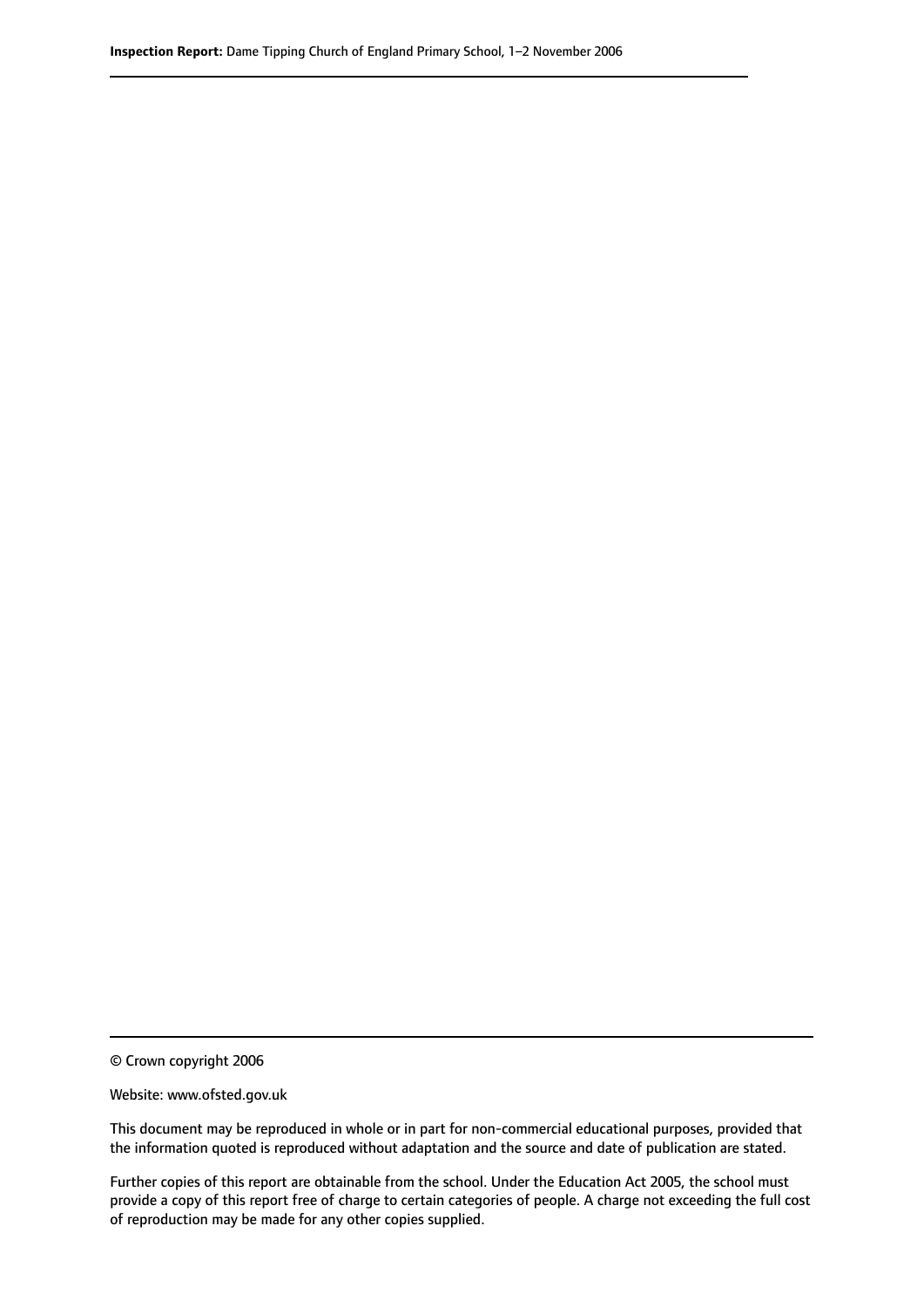© Crown copyright 2006

Website: www.ofsted.gov.uk

This document may be reproduced in whole or in part for non-commercial educational purposes, provided that the information quoted is reproduced without adaptation and the source and date of publication are stated.

Further copies of this report are obtainable from the school. Under the Education Act 2005, the school must provide a copy of this report free of charge to certain categories of people. A charge not exceeding the full cost of reproduction may be made for any other copies supplied.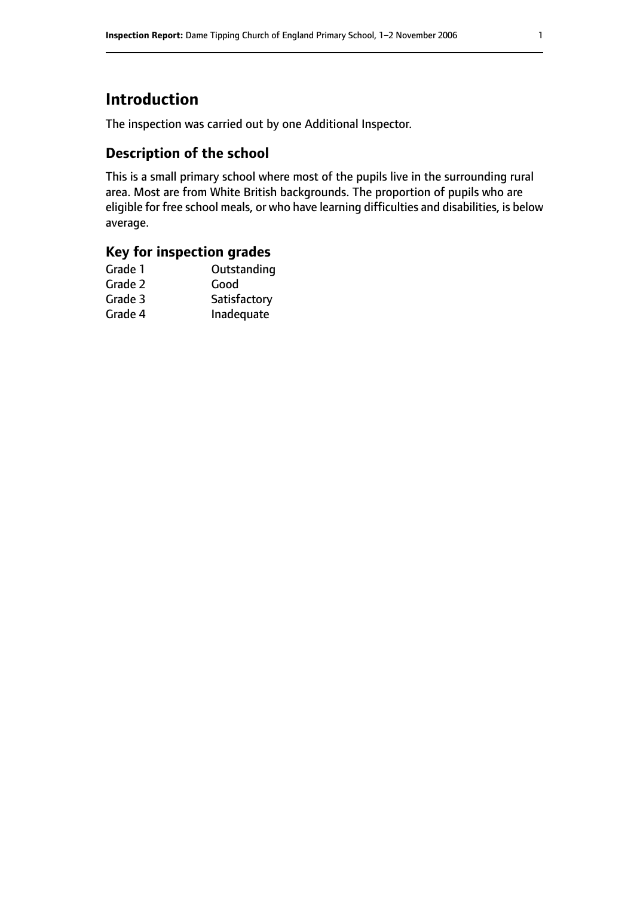# Introduction

The inspection was carried out by one Additional Inspector.

## Description of the school

This is a small primary school where most of the pupils live in the surrounding rural area. Most are from White British backgrounds. The proportion of pupils who are eligible for free school meals, or who have learning difficulties and disabilities, is below average.

## Key for inspection grades

| | |
|---|---|
| Grade 1 | Outstanding |
| Grade 2 | Good |
| Grade 3 | Satisfactory |
| Grade 4 | Inadequate |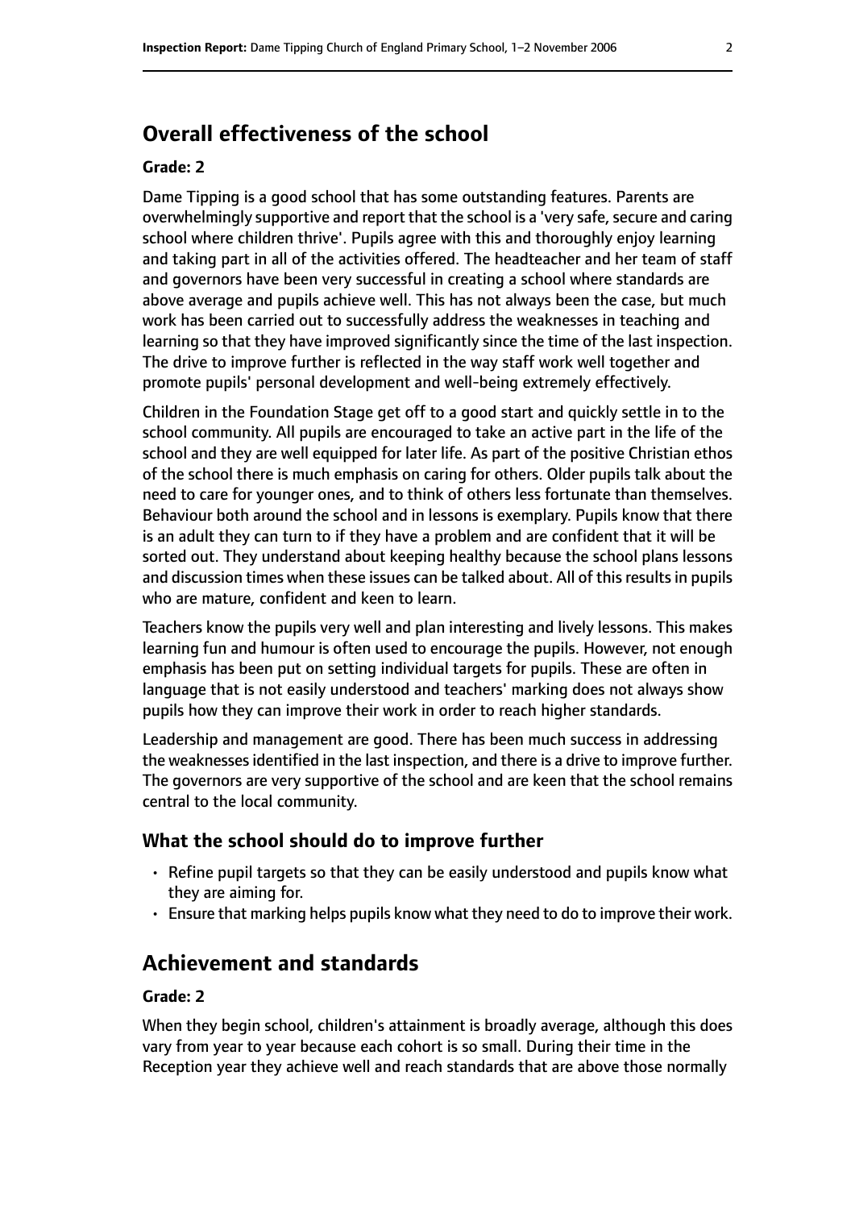## Overall effectiveness of the school

**Grade: 2**

Dame Tipping is a good school that has some outstanding features. Parents are overwhelmingly supportive and report that the school is a 'very safe, secure and caring school where children thrive'. Pupils agree with this and thoroughly enjoy learning and taking part in all of the activities offered. The headteacher and her team of staff and governors have been very successful in creating a school where standards are above average and pupils achieve well. This has not always been the case, but much work has been carried out to successfully address the weaknesses in teaching and learning so that they have improved significantly since the time of the last inspection. The drive to improve further is reflected in the way staff work well together and promote pupils' personal development and well-being extremely effectively.

Children in the Foundation Stage get off to a good start and quickly settle in to the school community. All pupils are encouraged to take an active part in the life of the school and they are well equipped for later life. As part of the positive Christian ethos of the school there is much emphasis on caring for others. Older pupils talk about the need to care for younger ones, and to think of others less fortunate than themselves. Behaviour both around the school and in lessons is exemplary. Pupils know that there is an adult they can turn to if they have a problem and are confident that it will be sorted out. They understand about keeping healthy because the school plans lessons and discussion times when these issues can be talked about. All of this results in pupils who are mature, confident and keen to learn.

Teachers know the pupils very well and plan interesting and lively lessons. This makes learning fun and humour is often used to encourage the pupils. However, not enough emphasis has been put on setting individual targets for pupils. These are often in language that is not easily understood and teachers' marking does not always show pupils how they can improve their work in order to reach higher standards.

Leadership and management are good. There has been much success in addressing the weaknesses identified in the last inspection, and there is a drive to improve further. The governors are very supportive of the school and are keen that the school remains central to the local community.

### What the school should do to improve further

- Refine pupil targets so that they can be easily understood and pupils know what they are aiming for.
- Ensure that marking helps pupils know what they need to do to improve their work.

## Achievement and standards

**Grade: 2**

When they begin school, children's attainment is broadly average, although this does vary from year to year because each cohort is so small. During their time in the Reception year they achieve well and reach standards that are above those normally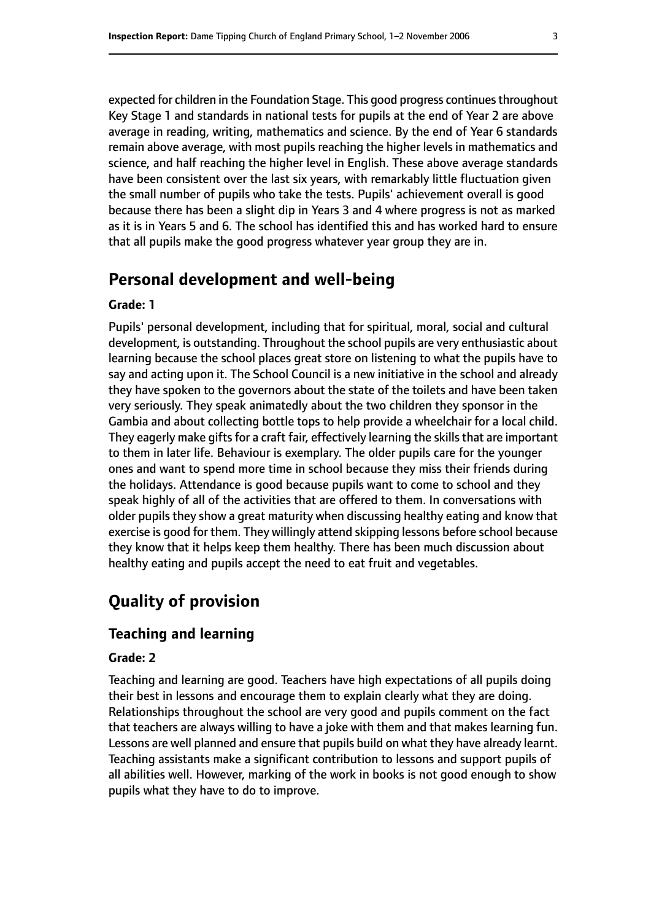expected for children in the Foundation Stage. This good progress continues throughout Key Stage 1 and standards in national tests for pupils at the end of Year 2 are above average in reading, writing, mathematics and science. By the end of Year 6 standards remain above average, with most pupils reaching the higher levels in mathematics and science, and half reaching the higher level in English. These above average standards have been consistent over the last six years, with remarkably little fluctuation given the small number of pupils who take the tests. Pupils' achievement overall is good because there has been a slight dip in Years 3 and 4 where progress is not as marked as it is in Years 5 and 6. The school has identified this and has worked hard to ensure that all pupils make the good progress whatever year group they are in.

## Personal development and well-being

#### Grade: 1

Pupils' personal development, including that for spiritual, moral, social and cultural development, is outstanding. Throughout the school pupils are very enthusiastic about learning because the school places great store on listening to what the pupils have to say and acting upon it. The School Council is a new initiative in the school and already they have spoken to the governors about the state of the toilets and have been taken very seriously. They speak animatedly about the two children they sponsor in the Gambia and about collecting bottle tops to help provide a wheelchair for a local child. They eagerly make gifts for a craft fair, effectively learning the skills that are important to them in later life. Behaviour is exemplary. The older pupils care for the younger ones and want to spend more time in school because they miss their friends during the holidays. Attendance is good because pupils want to come to school and they speak highly of all of the activities that are offered to them. In conversations with older pupils they show a great maturity when discussing healthy eating and know that exercise is good for them. They willingly attend skipping lessons before school because they know that it helps keep them healthy. There has been much discussion about healthy eating and pupils accept the need to eat fruit and vegetables.

## Quality of provision

### Teaching and learning

#### Grade: 2

Teaching and learning are good. Teachers have high expectations of all pupils doing their best in lessons and encourage them to explain clearly what they are doing. Relationships throughout the school are very good and pupils comment on the fact that teachers are always willing to have a joke with them and that makes learning fun. Lessons are well planned and ensure that pupils build on what they have already learnt. Teaching assistants make a significant contribution to lessons and support pupils of all abilities well. However, marking of the work in books is not good enough to show pupils what they have to do to improve.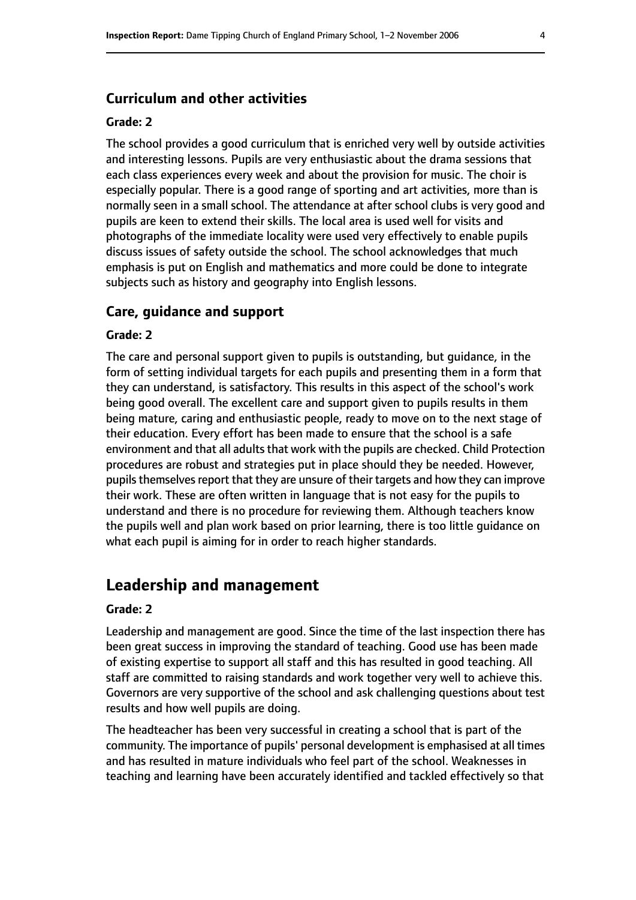### Curriculum and other activities

#### Grade: 2

The school provides a good curriculum that is enriched very well by outside activities and interesting lessons. Pupils are very enthusiastic about the drama sessions that each class experiences every week and about the provision for music. The choir is especially popular. There is a good range of sporting and art activities, more than is normally seen in a small school. The attendance at after school clubs is very good and pupils are keen to extend their skills. The local area is used well for visits and photographs of the immediate locality were used very effectively to enable pupils discuss issues of safety outside the school. The school acknowledges that much emphasis is put on English and mathematics and more could be done to integrate subjects such as history and geography into English lessons.

### Care, guidance and support

#### Grade: 2

The care and personal support given to pupils is outstanding, but guidance, in the form of setting individual targets for each pupils and presenting them in a form that they can understand, is satisfactory. This results in this aspect of the school's work being good overall. The excellent care and support given to pupils results in them being mature, caring and enthusiastic people, ready to move on to the next stage of their education. Every effort has been made to ensure that the school is a safe environment and that all adults that work with the pupils are checked. Child Protection procedures are robust and strategies put in place should they be needed. However, pupils themselves report that they are unsure of their targets and how they can improve their work. These are often written in language that is not easy for the pupils to understand and there is no procedure for reviewing them. Although teachers know the pupils well and plan work based on prior learning, there is too little guidance on what each pupil is aiming for in order to reach higher standards.

## Leadership and management

#### Grade: 2

Leadership and management are good. Since the time of the last inspection there has been great success in improving the standard of teaching. Good use has been made of existing expertise to support all staff and this has resulted in good teaching. All staff are committed to raising standards and work together very well to achieve this. Governors are very supportive of the school and ask challenging questions about test results and how well pupils are doing.

The headteacher has been very successful in creating a school that is part of the community. The importance of pupils' personal development is emphasised at all times and has resulted in mature individuals who feel part of the school. Weaknesses in teaching and learning have been accurately identified and tackled effectively so that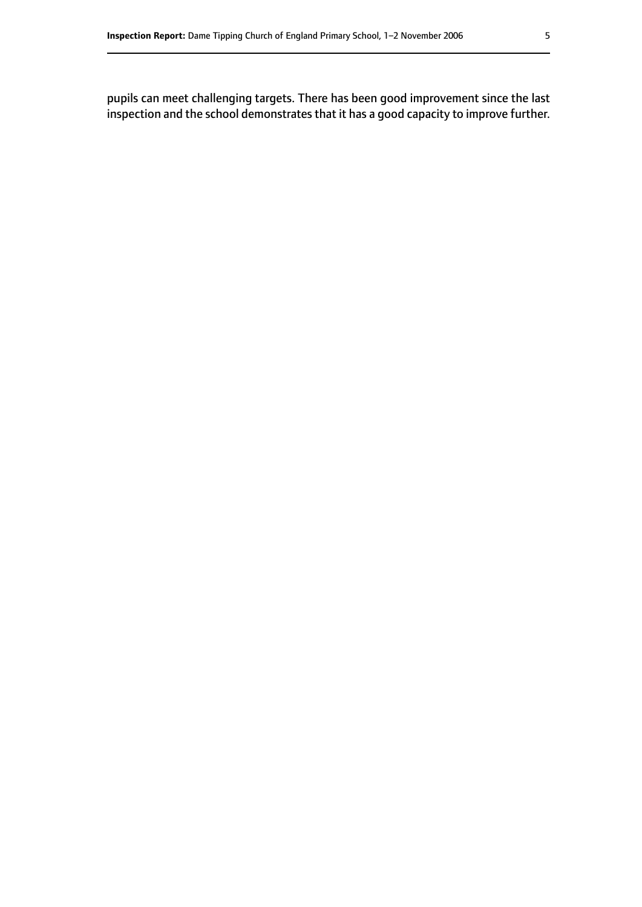pupils can meet challenging targets. There has been good improvement since the last inspection and the school demonstrates that it has a good capacity to improve further.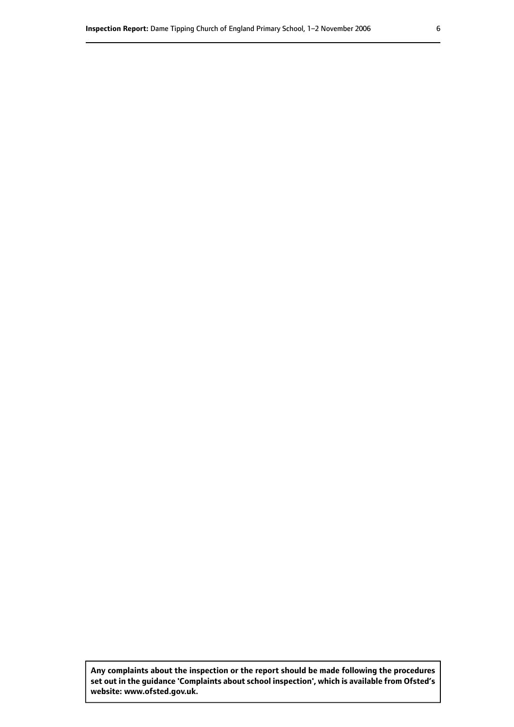**Any complaints about the inspection or the report should be made following the procedures set out in the guidance 'Complaints about school inspection', which is available from Ofsted's website: www.ofsted.gov.uk.**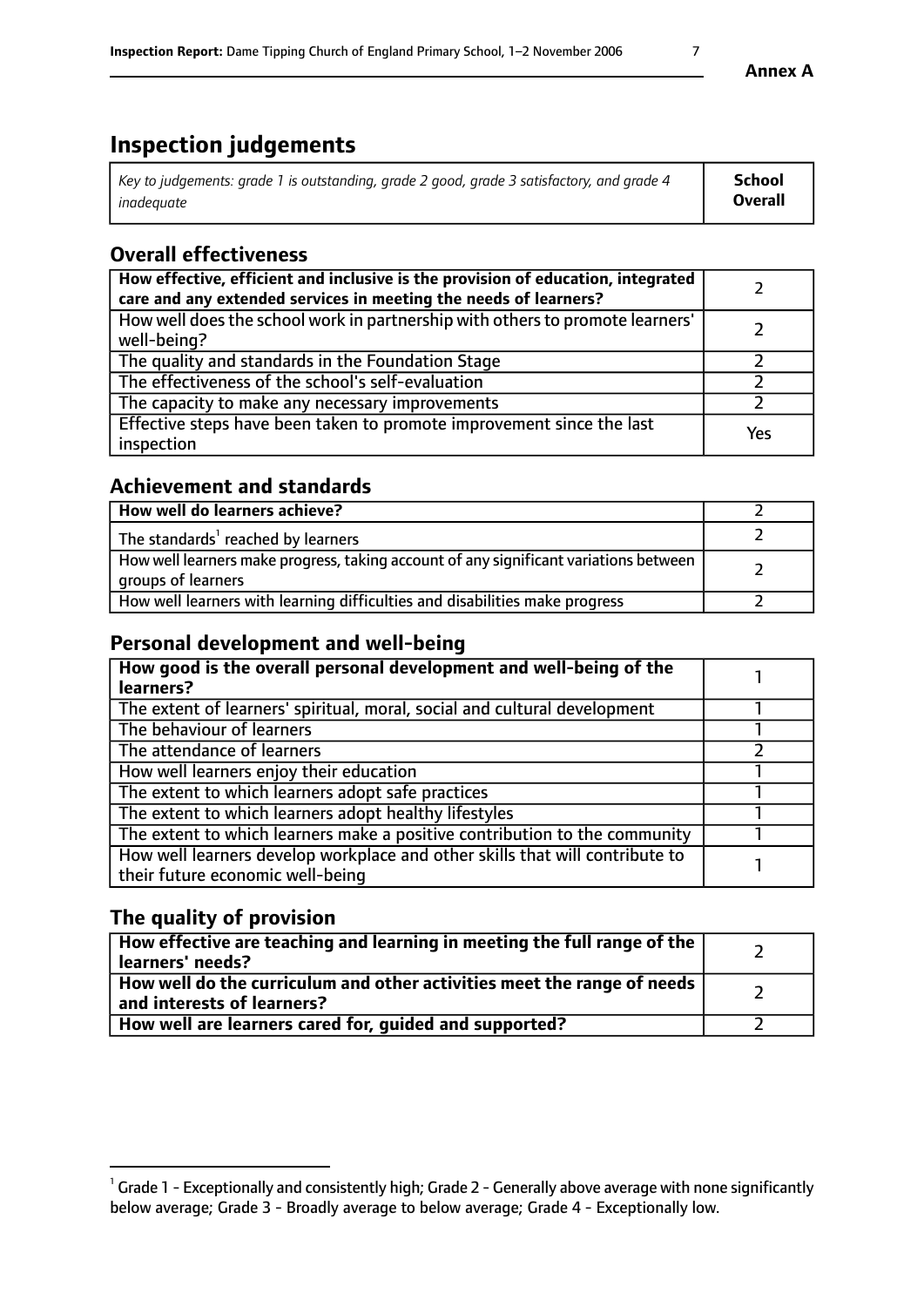**Annex A**

# Inspection judgements

| *Key to judgements: grade 1 is outstanding, grade 2 good, grade 3 satisfactory, and grade 4 inadequate* | **School Overall** |
|---|---|

## Overall effectiveness

| | |
|---|---|
| **How effective, efficient and inclusive is the provision of education, integrated care and any extended services in meeting the needs of learners?** | 2 |
| How well does the school work in partnership with others to promote learners' well-being? | 2 |
| The quality and standards in the Foundation Stage | 2 |
| The effectiveness of the school's self-evaluation | 2 |
| The capacity to make any necessary improvements | 2 |
| Effective steps have been taken to promote improvement since the last inspection | Yes |

## Achievement and standards

| | |
|---|---|
| **How well do learners achieve?** | 2 |
| The standards[1] reached by learners | 2 |
| How well learners make progress, taking account of any significant variations between groups of learners | 2 |
| How well learners with learning difficulties and disabilities make progress | 2 |

## Personal development and well-being

| | |
|---|---|
| **How good is the overall personal development and well-being of the learners?** | 1 |
| The extent of learners' spiritual, moral, social and cultural development | 1 |
| The behaviour of learners | 1 |
| The attendance of learners | 2 |
| How well learners enjoy their education | 1 |
| The extent to which learners adopt safe practices | 1 |
| The extent to which learners adopt healthy lifestyles | 1 |
| The extent to which learners make a positive contribution to the community | 1 |
| How well learners develop workplace and other skills that will contribute to their future economic well-being | 1 |

## The quality of provision

| | |
|---|---|
| **How effective are teaching and learning in meeting the full range of the learners' needs?** | 2 |
| **How well do the curriculum and other activities meet the range of needs and interests of learners?** | 2 |
| **How well are learners cared for, guided and supported?** | 2 |

[1] Grade 1 - Exceptionally and consistently high; Grade 2 - Generally above average with none significantly below average; Grade 3 - Broadly average to below average; Grade 4 - Exceptionally low.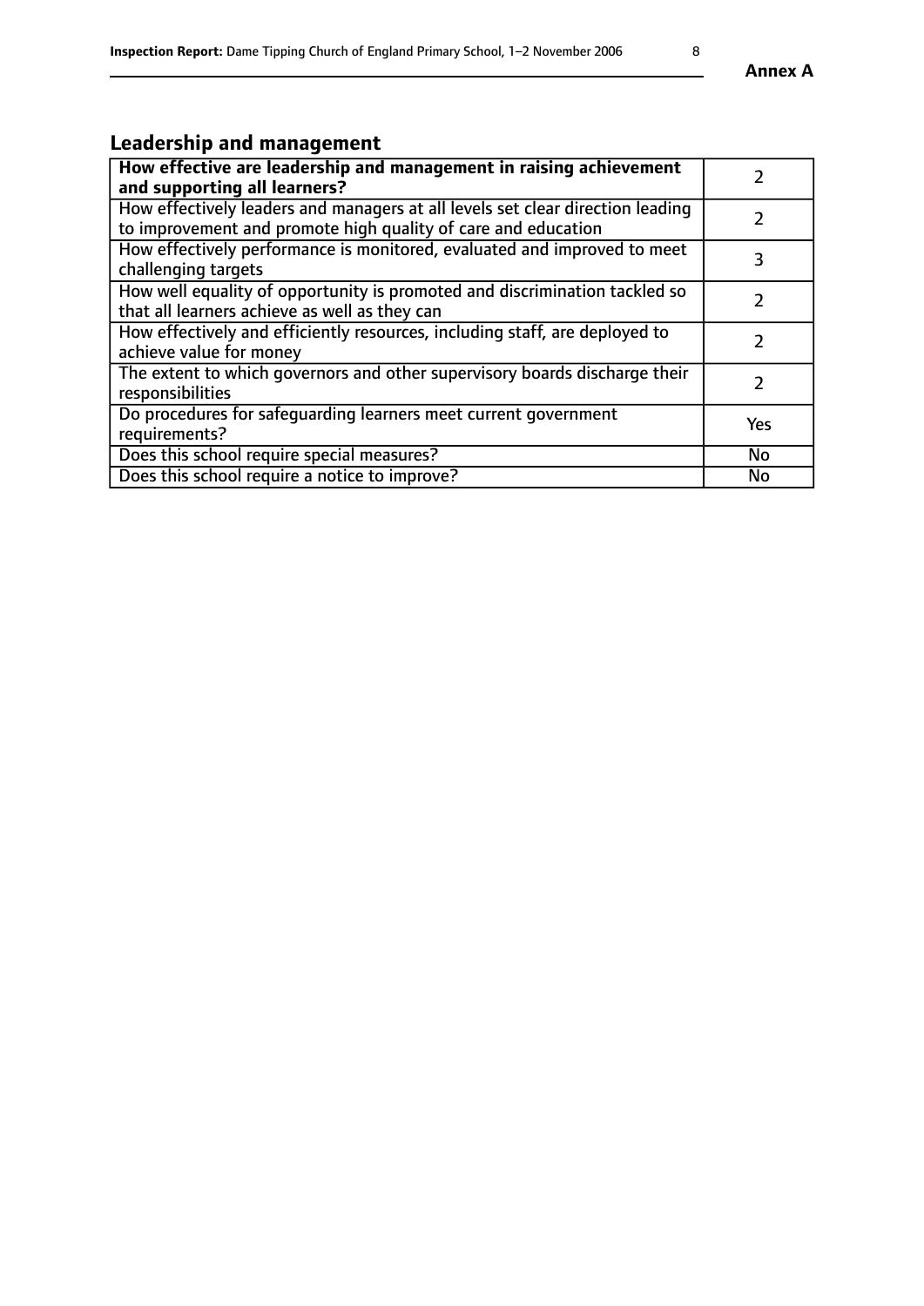Annex A

## Leadership and management

| **How effective are leadership and management in raising achievement and supporting all learners?** | 2 |
|---|---|
| How effectively leaders and managers at all levels set clear direction leading to improvement and promote high quality of care and education | 2 |
| How effectively performance is monitored, evaluated and improved to meet challenging targets | 3 |
| How well equality of opportunity is promoted and discrimination tackled so that all learners achieve as well as they can | 2 |
| How effectively and efficiently resources, including staff, are deployed to achieve value for money | 2 |
| The extent to which governors and other supervisory boards discharge their responsibilities | 2 |
| Do procedures for safeguarding learners meet current government requirements? | Yes |
| Does this school require special measures? | No |
| Does this school require a notice to improve? | No |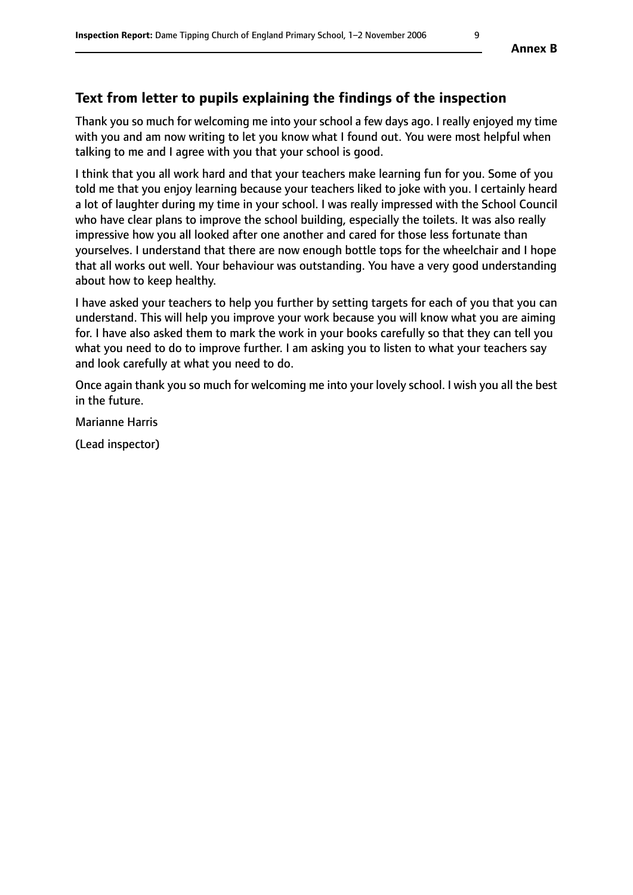## Text from letter to pupils explaining the findings of the inspection

Thank you so much for welcoming me into your school a few days ago. I really enjoyed my time with you and am now writing to let you know what I found out. You were most helpful when talking to me and I agree with you that your school is good.

I think that you all work hard and that your teachers make learning fun for you. Some of you told me that you enjoy learning because your teachers liked to joke with you. I certainly heard a lot of laughter during my time in your school. I was really impressed with the School Council who have clear plans to improve the school building, especially the toilets. It was also really impressive how you all looked after one another and cared for those less fortunate than yourselves. I understand that there are now enough bottle tops for the wheelchair and I hope that all works out well. Your behaviour was outstanding. You have a very good understanding about how to keep healthy.

I have asked your teachers to help you further by setting targets for each of you that you can understand. This will help you improve your work because you will know what you are aiming for. I have also asked them to mark the work in your books carefully so that they can tell you what you need to do to improve further. I am asking you to listen to what your teachers say and look carefully at what you need to do.

Once again thank you so much for welcoming me into your lovely school. I wish you all the best in the future.

Marianne Harris

(Lead inspector)